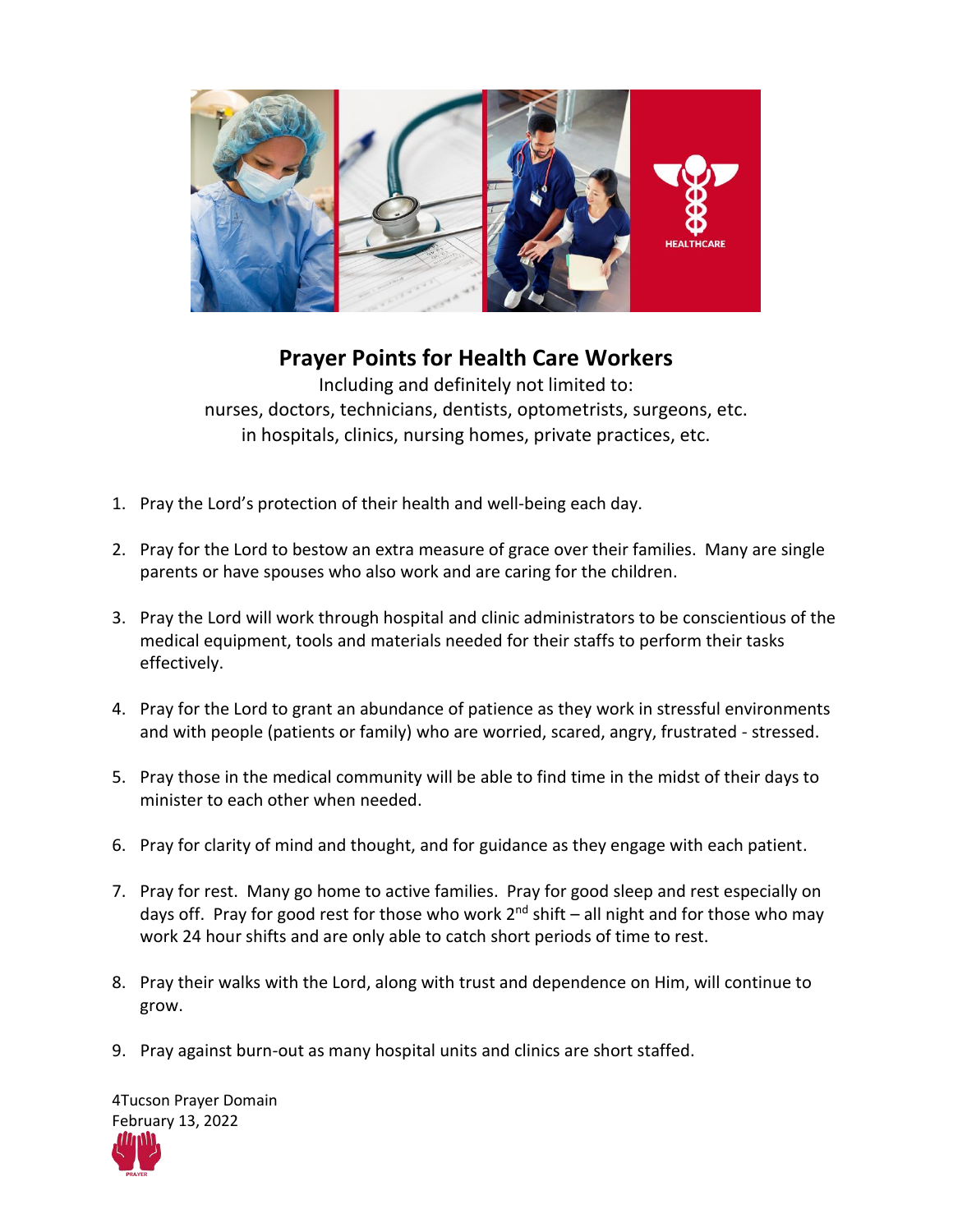# Prayer Points for Health Care Workers

Including and definitely not limited to:
nurses, doctors, technicians, dentists, optometrists, surgeons, etc.
in hospitals, clinics, nursing homes, private practices, etc.

1. Pray the Lord's protection of their health and well-being each day.

2. Pray for the Lord to bestow an extra measure of grace over their families. Many are single parents or have spouses who also work and are caring for the children.

3. Pray the Lord will work through hospital and clinic administrators to be conscientious of the medical equipment, tools and materials needed for their staffs to perform their tasks effectively.

4. Pray for the Lord to grant an abundance of patience as they work in stressful environments and with people (patients or family) who are worried, scared, angry, frustrated - stressed.

5. Pray those in the medical community will be able to find time in the midst of their days to minister to each other when needed.

6. Pray for clarity of mind and thought, and for guidance as they engage with each patient.

7. Pray for rest. Many go home to active families. Pray for good sleep and rest especially on days off. Pray for good rest for those who work 2nd shift – all night and for those who may work 24 hour shifts and are only able to catch short periods of time to rest.

8. Pray their walks with the Lord, along with trust and dependence on Him, will continue to grow.

9. Pray against burn-out as many hospital units and clinics are short staffed.

4Tucson Prayer Domain
February 13, 2022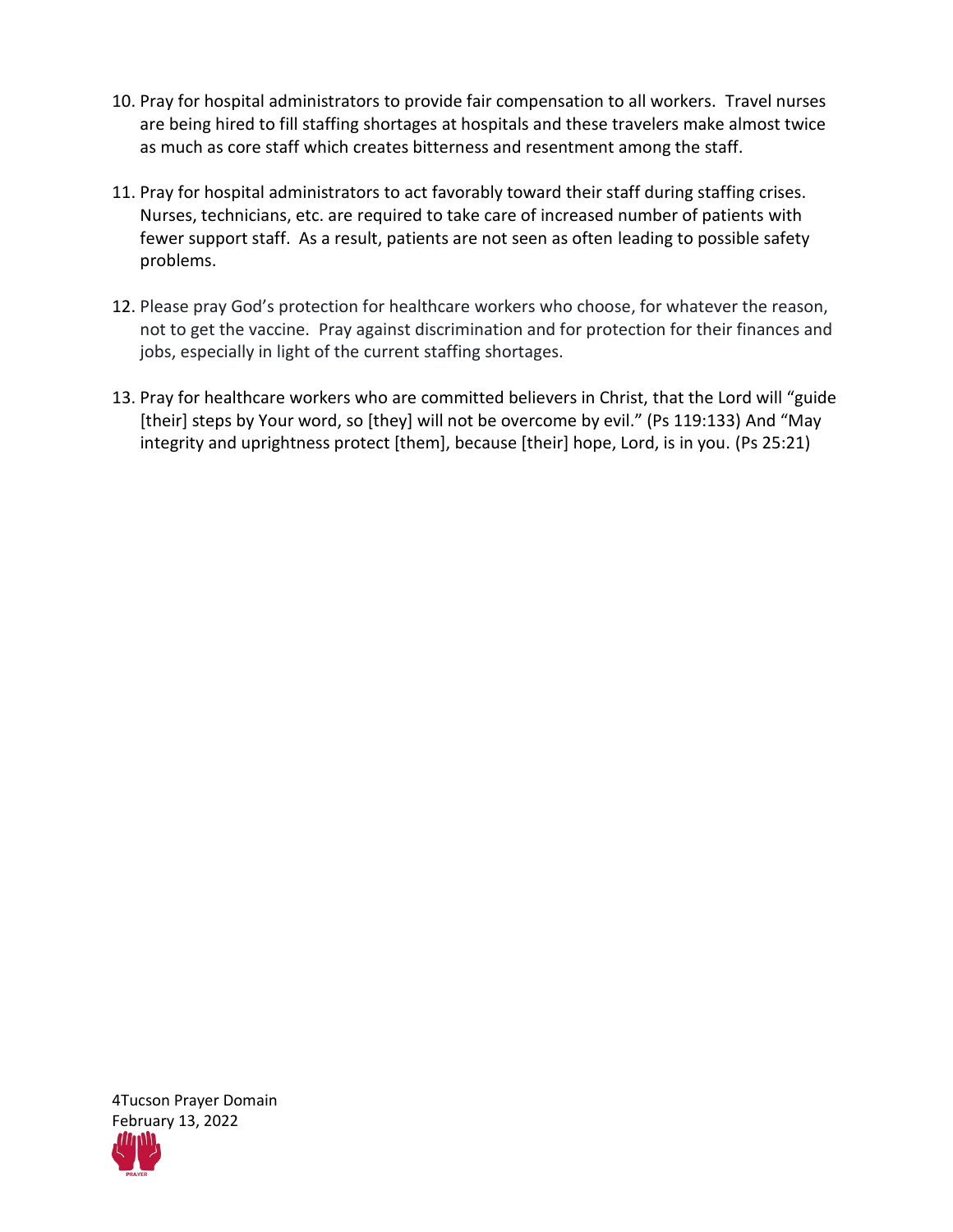10. Pray for hospital administrators to provide fair compensation to all workers. Travel nurses are being hired to fill staffing shortages at hospitals and these travelers make almost twice as much as core staff which creates bitterness and resentment among the staff.

11. Pray for hospital administrators to act favorably toward their staff during staffing crises. Nurses, technicians, etc. are required to take care of increased number of patients with fewer support staff. As a result, patients are not seen as often leading to possible safety problems.

12. Please pray God's protection for healthcare workers who choose, for whatever the reason, not to get the vaccine. Pray against discrimination and for protection for their finances and jobs, especially in light of the current staffing shortages.

13. Pray for healthcare workers who are committed believers in Christ, that the Lord will "guide [their] steps by Your word, so [they] will not be overcome by evil." (Ps 119:133) And "May integrity and uprightness protect [them], because [their] hope, Lord, is in you. (Ps 25:21)

4Tucson Prayer Domain
February 13, 2022